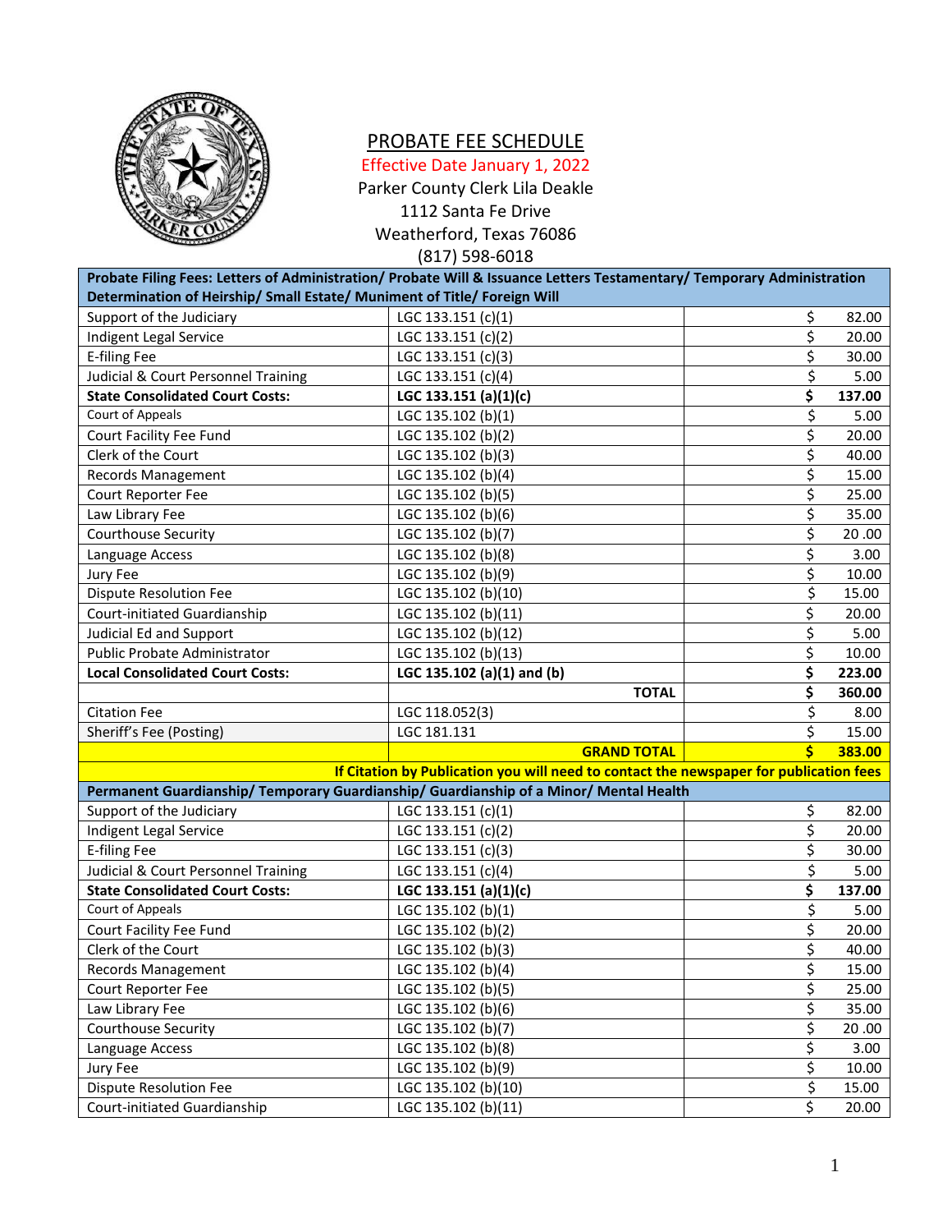# PROBATE FEE SCHEDULE

Effective Date January 1, 2022

Parker County Clerk Lila Deakle

1112 Santa Fe Drive

Weatherford, Texas 76086

(817) 598-6018

| Probate Filing Fees: Letters of Administration/ Probate Will & Issuance Letters Testamentary/ Temporary Administration Determination of Heirship/ Small Estate/ Muniment of Title/ Foreign Will | | |
|---|---|---|
| Support of the Judiciary | LGC 133.151 (c)(1) | $ 82.00 |
| Indigent Legal Service | LGC 133.151 (c)(2) | $ 20.00 |
| E-filing Fee | LGC 133.151 (c)(3) | $ 30.00 |
| Judicial & Court Personnel Training | LGC 133.151 (c)(4) | $ 5.00 |
| **State Consolidated Court Costs:** | **LGC 133.151 (a)(1)(c)** | **$ 137.00** |
| Court of Appeals | LGC 135.102 (b)(1) | $ 5.00 |
| Court Facility Fee Fund | LGC 135.102 (b)(2) | $ 20.00 |
| Clerk of the Court | LGC 135.102 (b)(3) | $ 40.00 |
| Records Management | LGC 135.102 (b)(4) | $ 15.00 |
| Court Reporter Fee | LGC 135.102 (b)(5) | $ 25.00 |
| Law Library Fee | LGC 135.102 (b)(6) | $ 35.00 |
| Courthouse Security | LGC 135.102 (b)(7) | $ 20 .00 |
| Language Access | LGC 135.102 (b)(8) | $ 3.00 |
| Jury Fee | LGC 135.102 (b)(9) | $ 10.00 |
| Dispute Resolution Fee | LGC 135.102 (b)(10) | $ 15.00 |
| Court-initiated Guardianship | LGC 135.102 (b)(11) | $ 20.00 |
| Judicial Ed and Support | LGC 135.102 (b)(12) | $ 5.00 |
| Public Probate Administrator | LGC 135.102 (b)(13) | $ 10.00 |
| **Local Consolidated Court Costs:** | **LGC 135.102 (a)(1) and (b)** | **$ 223.00** |
| | **TOTAL** | **$ 360.00** |
| Citation Fee | LGC 118.052(3) | $ 8.00 |
| Sheriff's Fee (Posting) | LGC 181.131 | $ 15.00 |
| | **GRAND TOTAL** | **$ 383.00** |
| **If Citation by Publication you will need to contact the newspaper for publication fees** | | |

| Permanent Guardianship/ Temporary Guardianship/ Guardianship of a Minor/ Mental Health | | |
|---|---|---|
| Support of the Judiciary | LGC 133.151 (c)(1) | $ 82.00 |
| Indigent Legal Service | LGC 133.151 (c)(2) | $ 20.00 |
| E-filing Fee | LGC 133.151 (c)(3) | $ 30.00 |
| Judicial & Court Personnel Training | LGC 133.151 (c)(4) | $ 5.00 |
| **State Consolidated Court Costs:** | **LGC 133.151 (a)(1)(c)** | **$ 137.00** |
| Court of Appeals | LGC 135.102 (b)(1) | $ 5.00 |
| Court Facility Fee Fund | LGC 135.102 (b)(2) | $ 20.00 |
| Clerk of the Court | LGC 135.102 (b)(3) | $ 40.00 |
| Records Management | LGC 135.102 (b)(4) | $ 15.00 |
| Court Reporter Fee | LGC 135.102 (b)(5) | $ 25.00 |
| Law Library Fee | LGC 135.102 (b)(6) | $ 35.00 |
| Courthouse Security | LGC 135.102 (b)(7) | $ 20 .00 |
| Language Access | LGC 135.102 (b)(8) | $ 3.00 |
| Jury Fee | LGC 135.102 (b)(9) | $ 10.00 |
| Dispute Resolution Fee | LGC 135.102 (b)(10) | $ 15.00 |
| Court-initiated Guardianship | LGC 135.102 (b)(11) | $ 20.00 |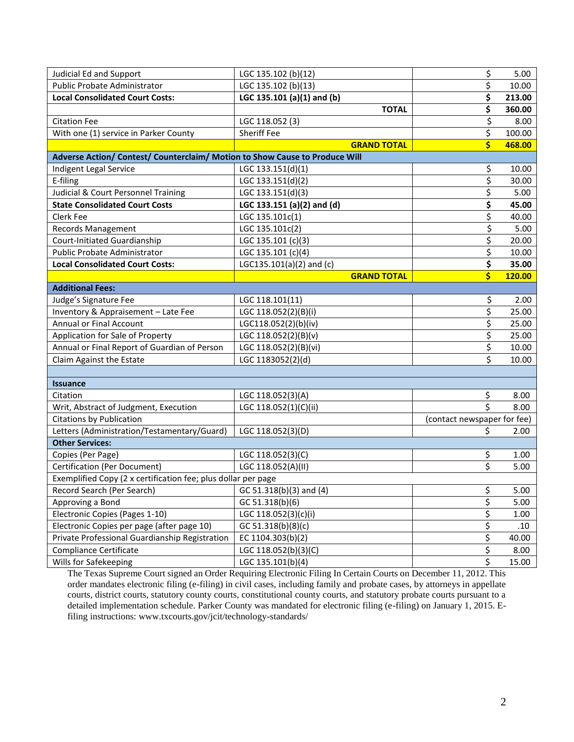| | | |
|---|---|---|
| Judicial Ed and Support | LGC 135.102 (b)(12) | $ 5.00 |
| Public Probate Administrator | LGC 135.102 (b)(13) | $ 10.00 |
| **Local Consolidated Court Costs:** | **LGC 135.101 (a)(1) and (b)** | **$ 213.00** |
| | **TOTAL** | **$ 360.00** |
| Citation Fee | LGC 118.052 (3) | $ 8.00 |
| With one (1) service in Parker County | Sheriff Fee | $ 100.00 |
| | **GRAND TOTAL** | **$ 468.00** |
| **Adverse Action/ Contest/ Counterclaim/ Motion to Show Cause to Produce Will** | | |
| Indigent Legal Service | LGC 133.151(d)(1) | $ 10.00 |
| E-filing | LGC 133.151(d)(2) | $ 30.00 |
| Judicial & Court Personnel Training | LGC 133.151(d)(3) | $ 5.00 |
| **State Consolidated Court Costs** | **LGC 133.151 (a)(2) and (d)** | **$ 45.00** |
| Clerk Fee | LGC 135.101c(1) | $ 40.00 |
| Records Management | LGC 135.101c(2) | $ 5.00 |
| Court-Initiated Guardianship | LGC 135.101 (c)(3) | $ 20.00 |
| Public Probate Administrator | LGC 135.101 (c)(4) | $ 10.00 |
| **Local Consolidated Court Costs:** | LGC135.101(a)(2) and (c) | **$ 35.00** |
| | **GRAND TOTAL** | **$ 120.00** |
| **Additional Fees:** | | |
| Judge's Signature Fee | LGC 118.101(11) | $ 2.00 |
| Inventory & Appraisement – Late Fee | LGC 118.052(2)(B)(i) | $ 25.00 |
| Annual or Final Account | LGC118.052(2)(b)(iv) | $ 25.00 |
| Application for Sale of Property | LGC 118.052(2)(B)(v) | $ 25.00 |
| Annual or Final Report of Guardian of Person | LGC 118.052(2)(B)(vi) | $ 10.00 |
| Claim Against the Estate | LGC 1183052(2)(d) | $ 10.00 |
| | | |
| **Issuance** | | |
| Citation | LGC 118.052(3)(A) | $ 8.00 |
| Writ, Abstract of Judgment, Execution | LGC 118.052(1)(C)(ii) | $ 8.00 |
| Citations by Publication | | (contact newspaper for fee) |
| Letters (Administration/Testamentary/Guard) | LGC 118.052(3)(D) | $ 2.00 |
| **Other Services:** | | |
| Copies (Per Page) | LGC 118.052(3)(C) | $ 1.00 |
| Certification (Per Document) | LGC 118.052(A)(II) | $ 5.00 |
| Exemplified Copy (2 x certification fee; plus dollar per page | | |
| Record Search (Per Search) | GC 51.318(b)(3) and (4) | $ 5.00 |
| Approving a Bond | GC 51.318(b)(6) | $ 5.00 |
| Electronic Copies (Pages 1-10) | LGC 118.052(3)(c)(i) | $ 1.00 |
| Electronic Copies per page (after page 10) | GC 51.318(b)(8)(c) | $ .10 |
| Private Professional Guardianship Registration | EC 1104.303(b)(2) | $ 40.00 |
| Compliance Certificate | LGC 118.052(b)(3)(C) | $ 8.00 |
| Wills for Safekeeping | LGC 135.101(b)(4) | $ 15.00 |

The Texas Supreme Court signed an Order Requiring Electronic Filing In Certain Courts on December 11, 2012. This order mandates electronic filing (e-filing) in civil cases, including family and probate cases, by attorneys in appellate courts, district courts, statutory county courts, constitutional county courts, and statutory probate courts pursuant to a detailed implementation schedule. Parker County was mandated for electronic filing (e-filing) on January 1, 2015. E-filing instructions: www.txcourts.gov/jcit/technology-standards/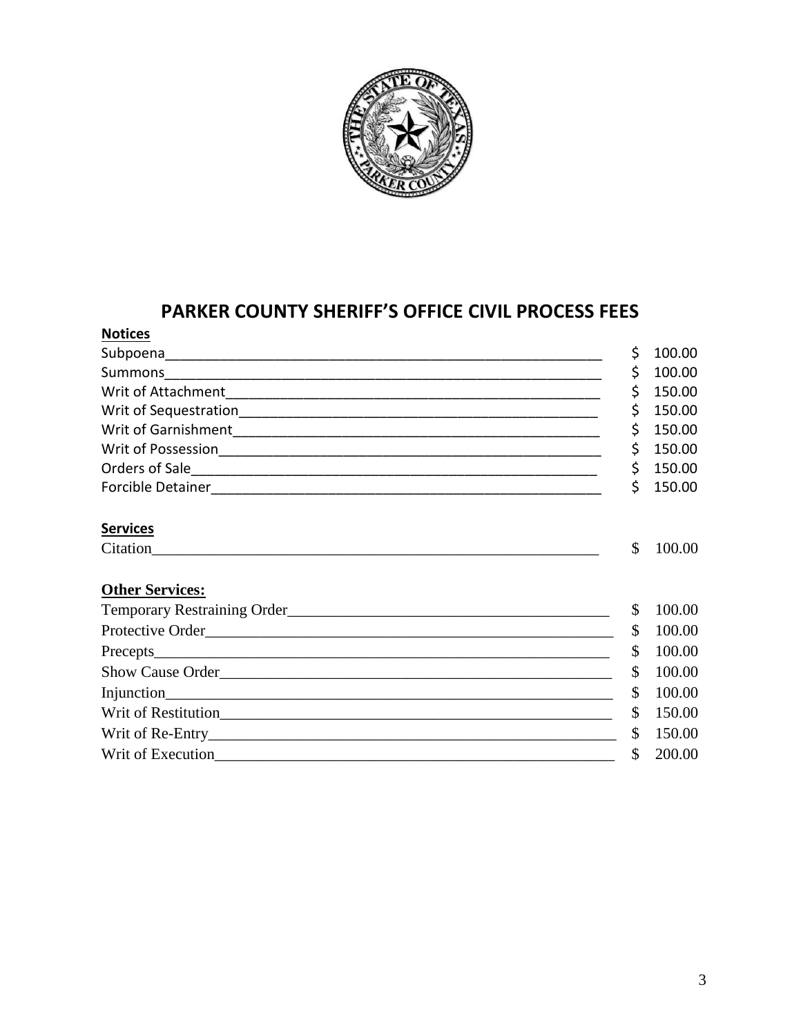# PARKER COUNTY SHERIFF'S OFFICE CIVIL PROCESS FEES

**Notices**

| | |
|---|---|
| Subpoena | $ 100.00 |
| Summons | $ 100.00 |
| Writ of Attachment | $ 150.00 |
| Writ of Sequestration | $ 150.00 |
| Writ of Garnishment | $ 150.00 |
| Writ of Possession | $ 150.00 |
| Orders of Sale | $ 150.00 |
| Forcible Detainer | $ 150.00 |

**Services**

| | |
|---|---|
| Citation | $ 100.00 |

**Other Services:**

| | |
|---|---|
| Temporary Restraining Order | $ 100.00 |
| Protective Order | $ 100.00 |
| Precepts | $ 100.00 |
| Show Cause Order | $ 100.00 |
| Injunction | $ 100.00 |
| Writ of Restitution | $ 150.00 |
| Writ of Re-Entry | $ 150.00 |
| Writ of Execution | $ 200.00 |